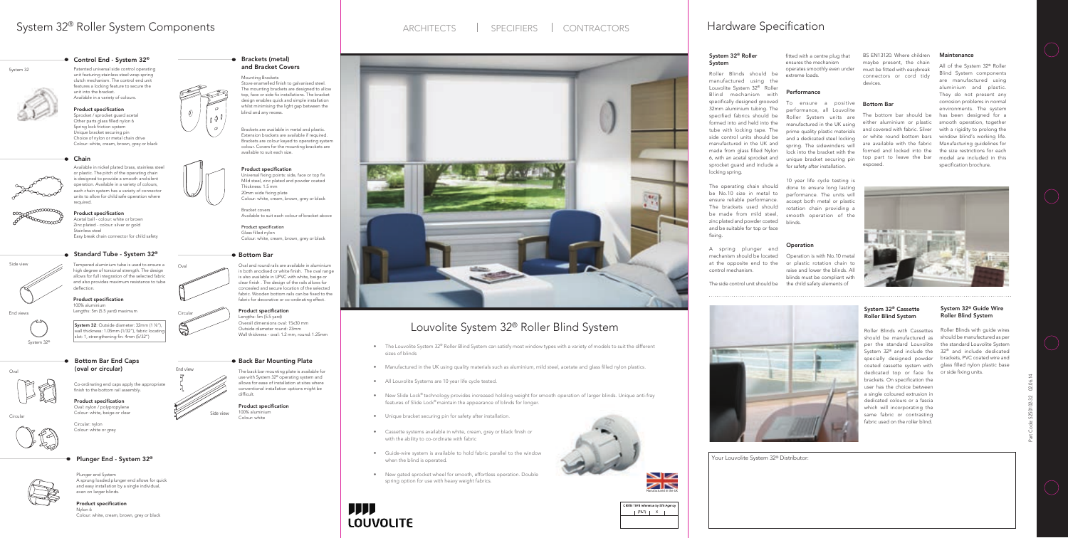# System 32® Roller System Components

## Control End - System 32®

System 32

Patented universal side control operating unit featuring stainless steel wrap spring clutch mechanism. The control end unit features a locking feature to secure the unit into the bracket.
Available in a variety of colours.

**Product specification**
Sprocket / sprocket guard acetal
Other parts glass filled nylon 6
Spring lock friction system
Unique bracket securing pin
Choice of nylon or metal chain drive
Colour: white, cream, brown, grey or black

## Chain

Available in nickel plated brass, stainless steel or plastic. The pitch of the operating chain is designed to provide a smooth and silent operation. Available in a variety of colours, each chain system has a variety of connector units to allow for child safe operation where required.

**Product specification**
Acetal ball - colour: white or brown
Zinc plated - colour: silver or gold
Stainless steel
Easy break chain connector for child safety

## Standard Tube - System 32®

Side view

Tempered aluminium tube is used to ensure a high degree of torsional strength. The design allows for full integration of the selected fabric and also provides maximum resistance to tube deflection.

**Product specification**
100% aluminium
Lengths: 5m (5.5 yard) maximum

End views

**System 32**: Outside diameter: 32mm (1 ¼"), wall thickness: 1.05mm (1/32"), fabric locating slot 1, strengthening fin: 4mm (5/32")

System 32®

## Bottom Bar End Caps (oval or circular)

Oval

Co-ordinating end caps apply the appropriate finish to the bottom rail assembly.

**Product specification**
Oval: nylon / polypropylene
Colour: white, beige or clear

Circular

Circular: nylon
Colour: white or grey

## Plunger End - System 32®

Plunger end System
A sprung loaded plunger end allows for quick and easy installation by a single individual, even on larger blinds.

**Product specification**
Nylon 6
Colour: white, cream, brown, grey or black

## Brackets (metal) and Bracket Covers

Mounting Brackets
Stove-enamelled finish to galvanised steel. The mounting brackets are designed to allow top, face or side fix installations. The bracket design enables quick and simple installation whilst minimising the light gap between the blind and any recess.

Brackets are available in metal and plastic. Extension brackets are available if required. Brackets are colour keyed to operating system colour. Covers for the mounting brackets are available to suit each size.

**Product specification**
Universal fixing points: side, face or top fix
Mild steel, zinc plated and powder coated
Thickness: 1.5mm
20mm wide fixing plate
Colour: white, cream, brown, grey or black

Bracket covers
Available to suit each colour of bracket above

**Product specification**
Glass filled nylon
Colour: white, cream, brown, grey or black

## Bottom Bar

Oval

Oval and round rails are available in aluminium in both anodised or white finish. The oval range is also available in UPVC with white, beige or clear finish. The design of the rails allows for concealed and secure location of the selected fabric. Wooden bottom rails can be fixed to the fabric for decorative or co-ordinating effect.

Circular

**Product specification**
Lengths: 5m (5.5 yard)
Overall dimensions oval: 15x30 mm
Outside diameter round: 23mm
Wall thickness - oval: 1.2 mm, round 1.25mm

## Back Bar Mounting Plate

End view

The back bar mounting plate is available for use with System 32® operating system and allows for ease of installation at sites where conventional installation options might be difficult.

Side view

**Product specification**
100% aluminium
Colour: white

ARCHITECTS | SPECIFIERS | CONTRACTORS

# Louvolite System 32® Roller Blind System

- The Louvolite System 32® Roller Blind System can satisfy most window types with a variety of models to suit the different sizes of blinds
- Manufactured in the UK using quality materials such as aluminium, mild steel, acetate and glass filled nylon plastics.
- All Louvolite Systems are 10 year life cycle tested.
- New Slide Lock® technology provides increased holding weight for smooth operation of larger blinds. Unique anti-fray features of Slide Lock® maintain the appearance of blinds for longer.
- Unique bracket securing pin for safety after installation.
- Cassette systems available in white, cream, grey or black finish or with the ability to co-ordinate with fabric
- Guide-wire system is available to hold fabric parallel to the window when the blind is operated.
- New gated sprocket wheel for smooth, effortless operation. Double spring option for use with heavy weight fabrics.

Manufactured in the UK

CI/SfB 1976 reference by SfB Agency
(76.7) X

LOUVOLITE

# Hardware Specification

## System 32® Roller System

Roller Blinds should be manufactured using the Louvolite System 32® Roller Blind mechanism with specifically designed grooved 32mm aluminium tubing. The specified fabrics should be formed into and held into the tube with locking tape. The side control units should be manufactured in the UK and made from glass filled Nylon 6, with an acetal sprocket and sprocket guard and include a locking spring.

The operating chain should be No.10 size in metal to ensure reliable performance. The brackets used should be made from mild steel, zinc plated and powder coated and be suitable for top or face fixing.

A spring plunger end mechanism should be located at the opposite end to the control mechanism.

The side control unit should be fitted with a centre plug that ensures the mechanism operates smoothly even under extreme loads.

## Performance

To ensure a positive performance, all Louvolite Roller System units are manufactured in the UK using prime quality plastic materials and a dedicated steel locking spring. The sidewinders will lock into the bracket with the unique bracket securing pin for safety after installation.

10 year life cycle testing is done to ensure long lasting performance. The units will accept both metal or plastic rotation chain providing a smooth operation of the blinds.

## Operation

Operation is with No.10 metal or plastic rotation chain to raise and lower the blinds. All blinds must be compliant with the child safety elements of BS EN13120. Where children maybe present, the chain must be fitted with easybreak connectors or cord tidy devices.

## Bottom Bar

The bottom bar should be either aluminium or plastic and covered with fabric. Silver or white round bottom bars are available with the fabric formed and locked into the top part to leave the bar exposed.

## Maintenance

All of the System 32® Roller Blind System components are manufactured using aluminium and plastic. They do not present any corrosion problems in normal environments. The system has been designed for a smooth operation, together with a rigidity to prolong the window blind's working life. Manufacturing guidelines for the size restrictions for each model are included in this specification brochure.

## System 32® Cassette Roller Blind System

Roller Blinds with Cassettes should be manufactured as per the standard Louvolite System 32® and include the specially designed powder coated cassette system with dedicated top or face fix brackets. On specification the user has the choice between a single coloured extrusion in dedicated colours or a fascia which will incorporating the same fabric or contrasting fabric used on the roller blind.

## System 32® Guide Wire Roller Blind System

Roller Blinds with guide wires should be manufactured as per the standard Louvolite System 32® and include dedicated brackets, PVC coated wire and glass filled nylon plastic base or side fixing units.

Your Louvolite System 32® Distributor:

Part Code: SZ01 02.32 02.06.14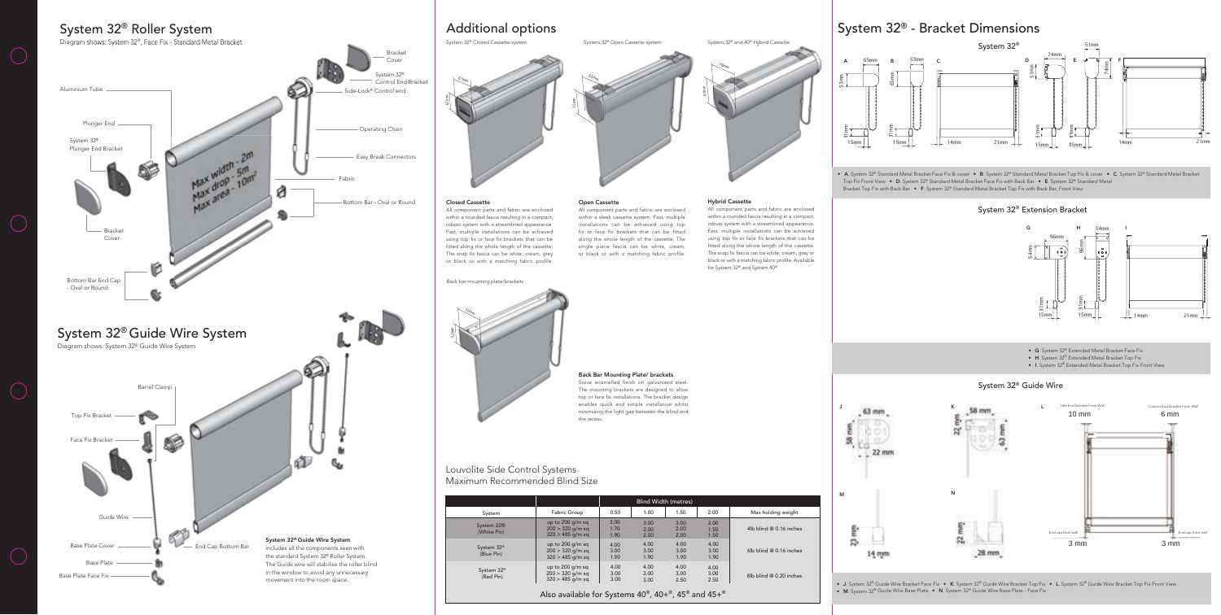# System 32® Roller System

Diagram shows: System 32®, Face Fix - Standard Metal Bracket

Bracket Cover
System 32® Control End Bracket
Side-Lock® Control end
Aluminium Tube
Plunger End
System 32® Plunger End Bracket
Operating Chain
Easy Break Connectors
Fabric
Max width - 2m
Max drop - 5m
Max area - 10m²
Bottom Bar - Oval or Round
Bracket Cover
Bottom Bar End Cap - Oval or Round

# System 32® Guide Wire System

Diagram shows: System 32® Guide Wire System

Barrel Clamp
Top Fix Bracket
Face Fix Bracket
Guide Wire
Base Plate Cover
End Cap Bottom Bar
Base Plate
Base Plate Face Fix

**System 32® Guide Wire System** includes all the components seen with the standard System 32® Roller System. The Guide wire will stabilise the roller blind in the window to avoid any unnecessary movement into the room space.

# Additional options

System 32® Closed Cassette system

System 32® Open Cassette system

System 32® and 40® Hybrid Cassette

### Closed Cassette

All component parts and fabric are enclosed within a rounded fascia resulting in a compact, robust system with a streamlined appearance. Fast, multiple installations can be achieved using top fix or face fix brackets that can be fitted along the whole length of the cassette. The snap fix fascia can be white, cream, grey or black or with a matching fabric profile.

### Open Cassette

All component parts and fabric are enclosed within a sleek cassette system. Fast, multiple installations can be achieved using top fix or face fix brackets that can be fitted along the whole length of the cassette. The single piece fascia can be white, cream, or black or with a matching fabric profile.

### Hybrid Cassette

All component parts and fabric are enclosed within a rounded fascia resulting in a compact, robust system with a streamlined appearance. Fast, multiple installations can be achieved using top fix or face fix brackets that can be fitted along the whole length of the cassette. The snap fix fascia can be white, cream, grey or black or with a matching fabric profile. Available for System 32® and System 40®.

Back bar mounting plate/brackets

### Back Bar Mounting Plate/ brackets

Stove enamelled finish on galvanised steel. The mounting brackets are designed to allow top or face fix installations. The bracket design enables quick and simple installation whilst minimising the light gap between the blind and the recess.

## Louvolite Side Control Systems Maximum Recommended Blind Size

| | | Blind Width (metres) | | | | | |
|---|---|---|---|---|---|---|---|
| System | Fabric Group | 0.50 | 1.00 | 1.50 | 2.00 | Max holding weight |
| System 32® (White Pin) | up to 200 g/m sq<br>200 > 320 g/m sq<br>320 > 485 g/m sq | 3.00<br>1.70<br>1.90 | 3.00<br>2.00<br>2.00 | 3.00<br>2.00<br>2.00 | 2.00<br>1.50<br>1.50 | 4lb blind @ 0.16 inches |
| System 32® (Blue Pin) | up to 200 g/m sq<br>200 > 320 g/m sq<br>320 > 485 g/m sq | 4.00<br>3.00<br>1.90 | 4.00<br>3.00<br>1.90 | 4.00<br>3.00<br>1.90 | 4.00<br>3.00<br>1.90 | 6lb blind @ 0.16 inches |
| System 32® (Red Pin) | up to 200 g/m sq<br>200 > 320 g/m sq<br>320 > 485 g/m sq | 4.00<br>3.00<br>3.00 | 4.00<br>3.00<br>3.00 | 4.00<br>3.00<br>2.50 | 4.00<br>3.00<br>2.50 | 8lb blind @ 0.20 inches |

Also available for Systems 40®, 40+®, 45® and 45+®

# System 32® - Bracket Dimensions

System 32®

- **A**. System 32® Standard Metal Bracket Face Fix & cover
- **B**. System 32® Standard Metal Bracket Top Fix & cover
- **C**. System 32® Standard Metal Bracket Top Fix Front View
- **D**. System 32® Standard Metal Bracket Face Fix with Back Bar
- **E**. System 32® Standard Metal Bracket Top Fix with Back Bar
- **F**. System 32® Standard Metal Bracket Top Fix with Back Bar, Front View

## System 32® Extension Bracket

- **G**. System 32® Extended Metal Bracket Face Fix
- **H**. System 32® Extended Metal Bracket Top Fix
- **I**. System 32® Extended Metal Bracket Top Fix Front View

## System 32® Guide Wire

- **J**. System 32® Guide Wire Bracket Face Fix
- **K**. System 32® Guide Wire Bracket Top Fix
- **L**. System 32® Guide Wire Bracket Top Fix Front View
- **M**. System 32® Guide Wire Base Plate
- **N**. System 32® Guide Wire Base Plate - Face Fix